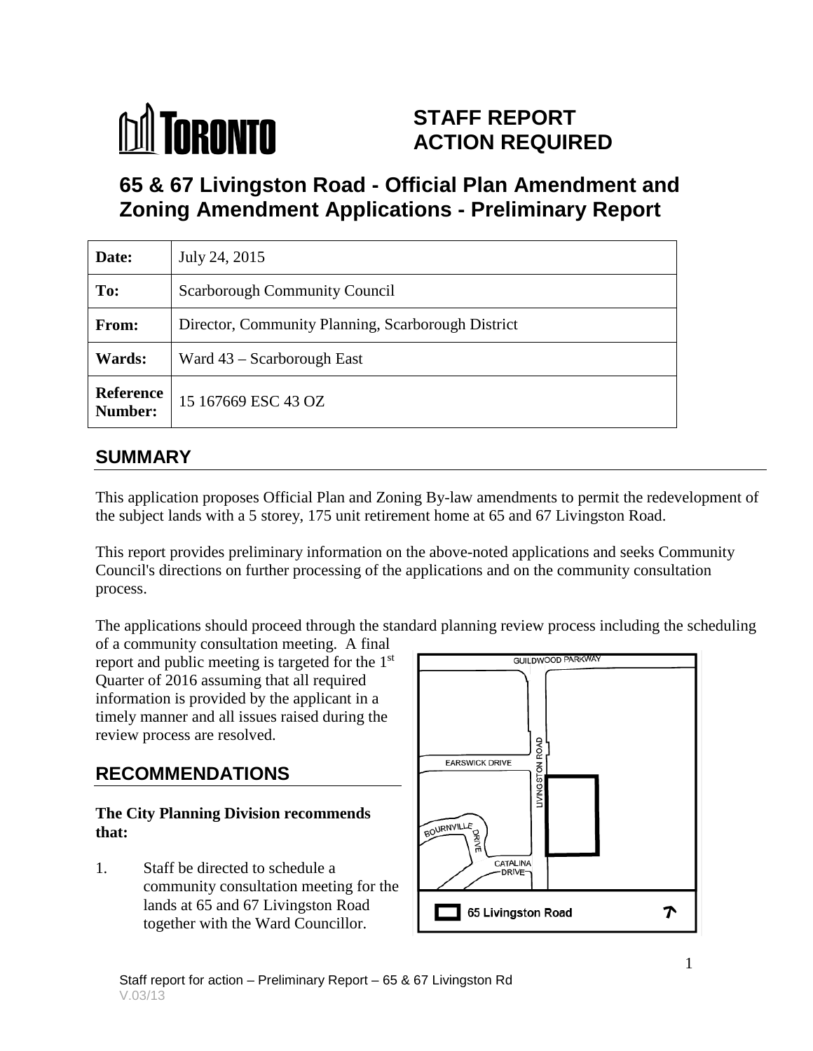# STAFF REPORT ACTION REQUIRED

## 65 & 67 Livingston Road - Official Plan Amendment and Zoning Amendment Applications - Preliminary Report

| **Date:** | July 24, 2015 |
| --- | --- |
| **To:** | Scarborough Community Council |
| **From:** | Director, Community Planning, Scarborough District |
| **Wards:** | Ward 43 – Scarborough East |
| **Reference Number:** | 15 167669 ESC 43 OZ |

## SUMMARY

This application proposes Official Plan and Zoning By-law amendments to permit the redevelopment of the subject lands with a 5 storey, 175 unit retirement home at 65 and 67 Livingston Road.

This report provides preliminary information on the above-noted applications and seeks Community Council's directions on further processing of the applications and on the community consultation process.

The applications should proceed through the standard planning review process including the scheduling of a community consultation meeting. A final report and public meeting is targeted for the 1st Quarter of 2016 assuming that all required information is provided by the applicant in a timely manner and all issues raised during the review process are resolved.

## RECOMMENDATIONS

**The City Planning Division recommends that:**

1. Staff be directed to schedule a community consultation meeting for the lands at 65 and 67 Livingston Road together with the Ward Councillor.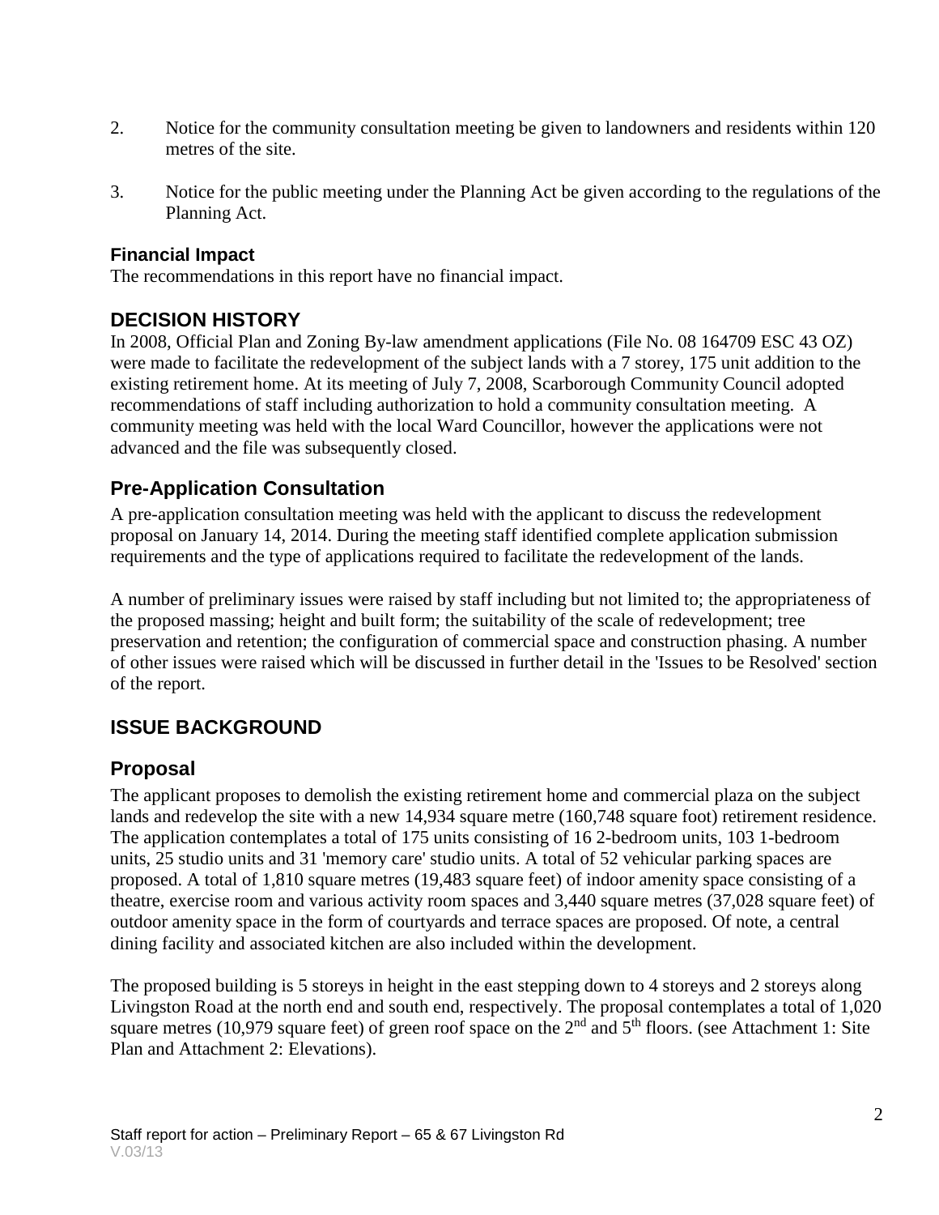2. Notice for the community consultation meeting be given to landowners and residents within 120 metres of the site.

3. Notice for the public meeting under the Planning Act be given according to the regulations of the Planning Act.

### Financial Impact

The recommendations in this report have no financial impact.

## DECISION HISTORY

In 2008, Official Plan and Zoning By-law amendment applications (File No. 08 164709 ESC 43 OZ) were made to facilitate the redevelopment of the subject lands with a 7 storey, 175 unit addition to the existing retirement home. At its meeting of July 7, 2008, Scarborough Community Council adopted recommendations of staff including authorization to hold a community consultation meeting. A community meeting was held with the local Ward Councillor, however the applications were not advanced and the file was subsequently closed.

## Pre-Application Consultation

A pre-application consultation meeting was held with the applicant to discuss the redevelopment proposal on January 14, 2014. During the meeting staff identified complete application submission requirements and the type of applications required to facilitate the redevelopment of the lands.

A number of preliminary issues were raised by staff including but not limited to; the appropriateness of the proposed massing; height and built form; the suitability of the scale of redevelopment; tree preservation and retention; the configuration of commercial space and construction phasing. A number of other issues were raised which will be discussed in further detail in the 'Issues to be Resolved' section of the report.

## ISSUE BACKGROUND

## Proposal

The applicant proposes to demolish the existing retirement home and commercial plaza on the subject lands and redevelop the site with a new 14,934 square metre (160,748 square foot) retirement residence. The application contemplates a total of 175 units consisting of 16 2-bedroom units, 103 1-bedroom units, 25 studio units and 31 'memory care' studio units. A total of 52 vehicular parking spaces are proposed. A total of 1,810 square metres (19,483 square feet) of indoor amenity space consisting of a theatre, exercise room and various activity room spaces and 3,440 square metres (37,028 square feet) of outdoor amenity space in the form of courtyards and terrace spaces are proposed. Of note, a central dining facility and associated kitchen are also included within the development.

The proposed building is 5 storeys in height in the east stepping down to 4 storeys and 2 storeys along Livingston Road at the north end and south end, respectively. The proposal contemplates a total of 1,020 square metres (10,979 square feet) of green roof space on the 2nd and 5th floors. (see Attachment 1: Site Plan and Attachment 2: Elevations).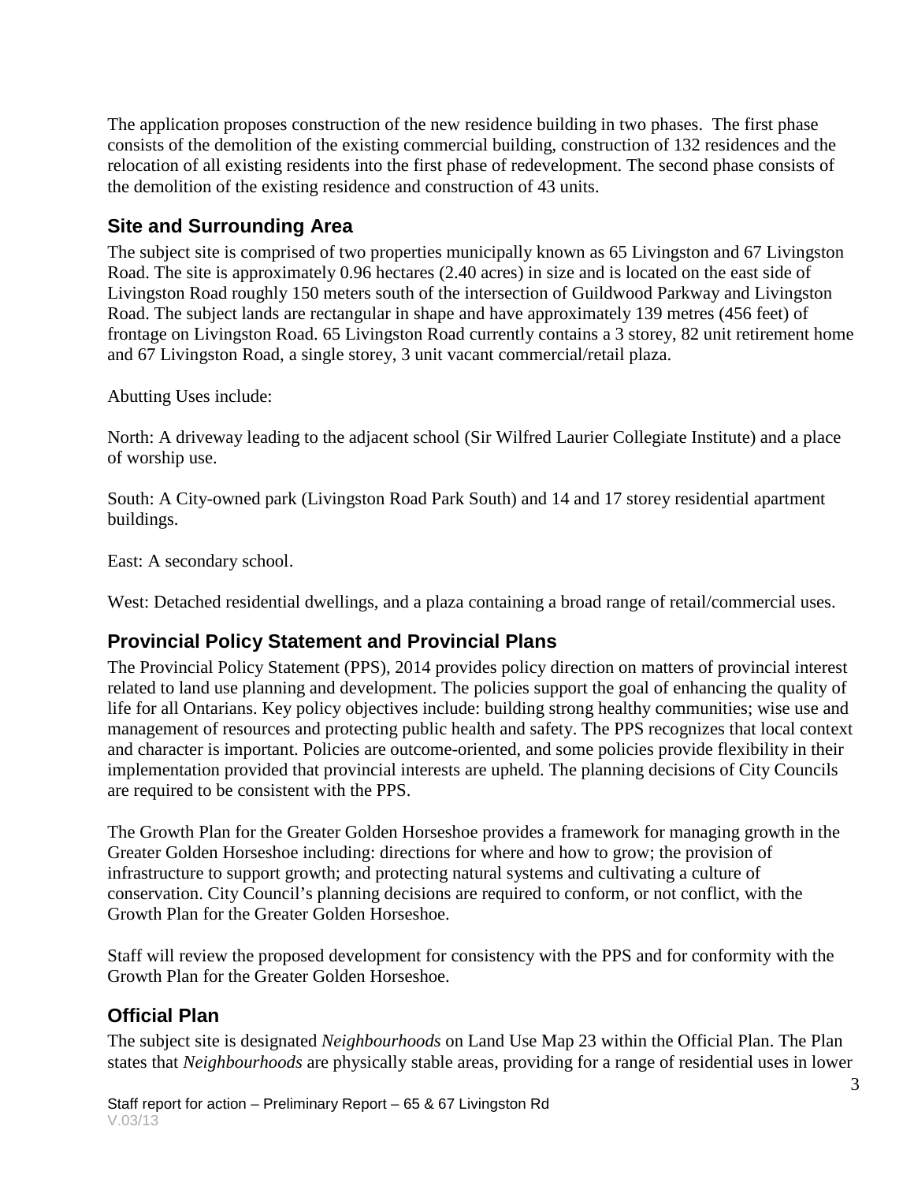The application proposes construction of the new residence building in two phases. The first phase consists of the demolition of the existing commercial building, construction of 132 residences and the relocation of all existing residents into the first phase of redevelopment. The second phase consists of the demolition of the existing residence and construction of 43 units.

## Site and Surrounding Area

The subject site is comprised of two properties municipally known as 65 Livingston and 67 Livingston Road. The site is approximately 0.96 hectares (2.40 acres) in size and is located on the east side of Livingston Road roughly 150 meters south of the intersection of Guildwood Parkway and Livingston Road. The subject lands are rectangular in shape and have approximately 139 metres (456 feet) of frontage on Livingston Road. 65 Livingston Road currently contains a 3 storey, 82 unit retirement home and 67 Livingston Road, a single storey, 3 unit vacant commercial/retail plaza.

Abutting Uses include:

North: A driveway leading to the adjacent school (Sir Wilfred Laurier Collegiate Institute) and a place of worship use.

South: A City-owned park (Livingston Road Park South) and 14 and 17 storey residential apartment buildings.

East: A secondary school.

West: Detached residential dwellings, and a plaza containing a broad range of retail/commercial uses.

## Provincial Policy Statement and Provincial Plans

The Provincial Policy Statement (PPS), 2014 provides policy direction on matters of provincial interest related to land use planning and development. The policies support the goal of enhancing the quality of life for all Ontarians. Key policy objectives include: building strong healthy communities; wise use and management of resources and protecting public health and safety. The PPS recognizes that local context and character is important. Policies are outcome-oriented, and some policies provide flexibility in their implementation provided that provincial interests are upheld. The planning decisions of City Councils are required to be consistent with the PPS.

The Growth Plan for the Greater Golden Horseshoe provides a framework for managing growth in the Greater Golden Horseshoe including: directions for where and how to grow; the provision of infrastructure to support growth; and protecting natural systems and cultivating a culture of conservation. City Council's planning decisions are required to conform, or not conflict, with the Growth Plan for the Greater Golden Horseshoe.

Staff will review the proposed development for consistency with the PPS and for conformity with the Growth Plan for the Greater Golden Horseshoe.

## Official Plan

The subject site is designated *Neighbourhoods* on Land Use Map 23 within the Official Plan. The Plan states that *Neighbourhoods* are physically stable areas, providing for a range of residential uses in lower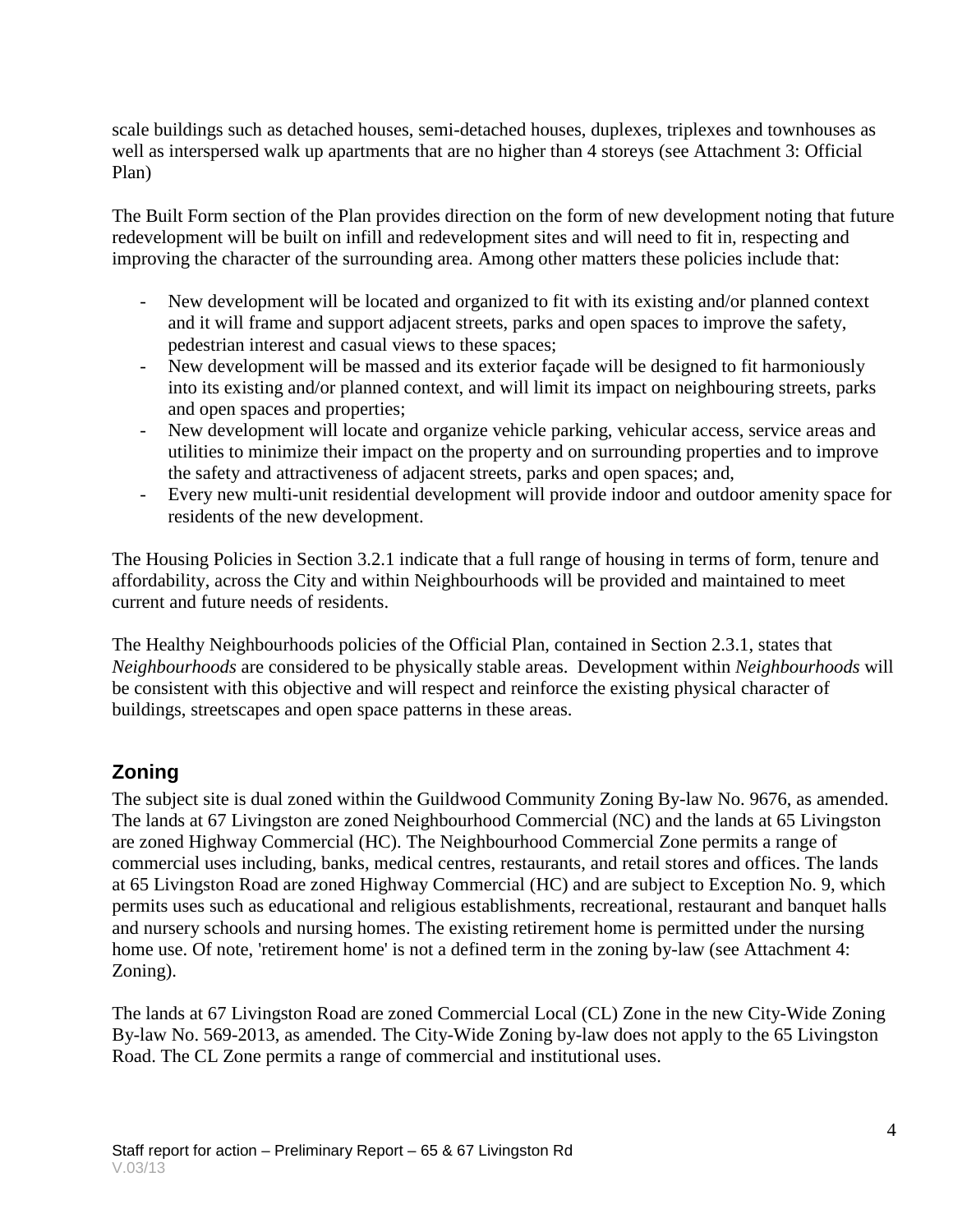scale buildings such as detached houses, semi-detached houses, duplexes, triplexes and townhouses as well as interspersed walk up apartments that are no higher than 4 storeys (see Attachment 3: Official Plan)

The Built Form section of the Plan provides direction on the form of new development noting that future redevelopment will be built on infill and redevelopment sites and will need to fit in, respecting and improving the character of the surrounding area. Among other matters these policies include that:

- New development will be located and organized to fit with its existing and/or planned context and it will frame and support adjacent streets, parks and open spaces to improve the safety, pedestrian interest and casual views to these spaces;
- New development will be massed and its exterior façade will be designed to fit harmoniously into its existing and/or planned context, and will limit its impact on neighbouring streets, parks and open spaces and properties;
- New development will locate and organize vehicle parking, vehicular access, service areas and utilities to minimize their impact on the property and on surrounding properties and to improve the safety and attractiveness of adjacent streets, parks and open spaces; and,
- Every new multi-unit residential development will provide indoor and outdoor amenity space for residents of the new development.

The Housing Policies in Section 3.2.1 indicate that a full range of housing in terms of form, tenure and affordability, across the City and within Neighbourhoods will be provided and maintained to meet current and future needs of residents.

The Healthy Neighbourhoods policies of the Official Plan, contained in Section 2.3.1, states that *Neighbourhoods* are considered to be physically stable areas. Development within *Neighbourhoods* will be consistent with this objective and will respect and reinforce the existing physical character of buildings, streetscapes and open space patterns in these areas.

## Zoning

The subject site is dual zoned within the Guildwood Community Zoning By-law No. 9676, as amended. The lands at 67 Livingston are zoned Neighbourhood Commercial (NC) and the lands at 65 Livingston are zoned Highway Commercial (HC). The Neighbourhood Commercial Zone permits a range of commercial uses including, banks, medical centres, restaurants, and retail stores and offices. The lands at 65 Livingston Road are zoned Highway Commercial (HC) and are subject to Exception No. 9, which permits uses such as educational and religious establishments, recreational, restaurant and banquet halls and nursery schools and nursing homes. The existing retirement home is permitted under the nursing home use. Of note, 'retirement home' is not a defined term in the zoning by-law (see Attachment 4: Zoning).

The lands at 67 Livingston Road are zoned Commercial Local (CL) Zone in the new City-Wide Zoning By-law No. 569-2013, as amended. The City-Wide Zoning by-law does not apply to the 65 Livingston Road. The CL Zone permits a range of commercial and institutional uses.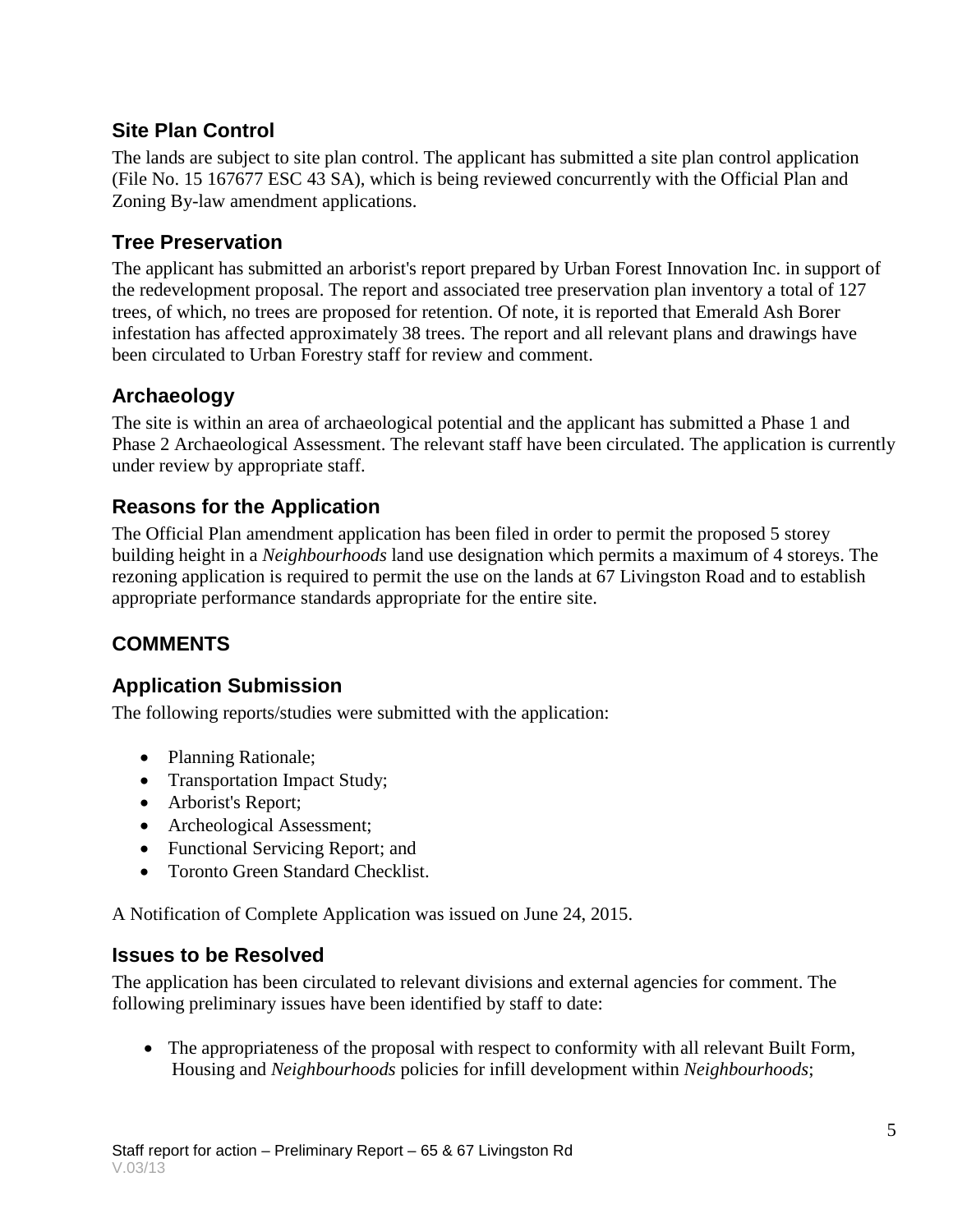### Site Plan Control

The lands are subject to site plan control. The applicant has submitted a site plan control application (File No. 15 167677 ESC 43 SA), which is being reviewed concurrently with the Official Plan and Zoning By-law amendment applications.

### Tree Preservation

The applicant has submitted an arborist's report prepared by Urban Forest Innovation Inc. in support of the redevelopment proposal. The report and associated tree preservation plan inventory a total of 127 trees, of which, no trees are proposed for retention. Of note, it is reported that Emerald Ash Borer infestation has affected approximately 38 trees. The report and all relevant plans and drawings have been circulated to Urban Forestry staff for review and comment.

### Archaeology

The site is within an area of archaeological potential and the applicant has submitted a Phase 1 and Phase 2 Archaeological Assessment. The relevant staff have been circulated. The application is currently under review by appropriate staff.

### Reasons for the Application

The Official Plan amendment application has been filed in order to permit the proposed 5 storey building height in a *Neighbourhoods* land use designation which permits a maximum of 4 storeys. The rezoning application is required to permit the use on the lands at 67 Livingston Road and to establish appropriate performance standards appropriate for the entire site.

## COMMENTS

### Application Submission

The following reports/studies were submitted with the application:

- Planning Rationale;
- Transportation Impact Study;
- Arborist's Report;
- Archeological Assessment;
- Functional Servicing Report; and
- Toronto Green Standard Checklist.

A Notification of Complete Application was issued on June 24, 2015.

### Issues to be Resolved

The application has been circulated to relevant divisions and external agencies for comment. The following preliminary issues have been identified by staff to date:

- The appropriateness of the proposal with respect to conformity with all relevant Built Form, Housing and *Neighbourhoods* policies for infill development within *Neighbourhoods*;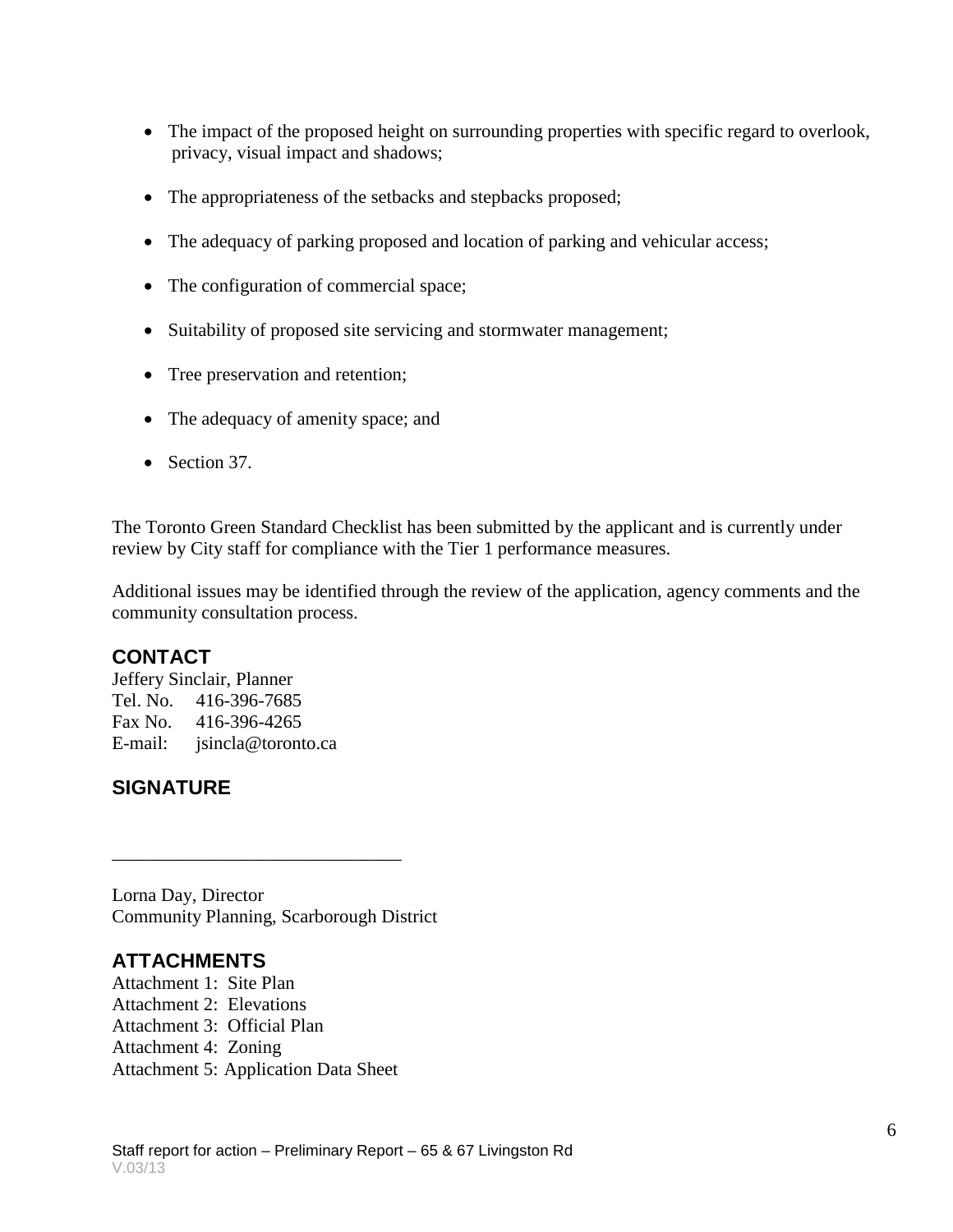- The impact of the proposed height on surrounding properties with specific regard to overlook, privacy, visual impact and shadows;
- The appropriateness of the setbacks and stepbacks proposed;
- The adequacy of parking proposed and location of parking and vehicular access;
- The configuration of commercial space;
- Suitability of proposed site servicing and stormwater management;
- Tree preservation and retention;
- The adequacy of amenity space; and
- Section 37.

The Toronto Green Standard Checklist has been submitted by the applicant and is currently under review by City staff for compliance with the Tier 1 performance measures.

Additional issues may be identified through the review of the application, agency comments and the community consultation process.

## CONTACT

Jeffery Sinclair, Planner
Tel. No. 416-396-7685
Fax No. 416-396-4265
E-mail: jsincla@toronto.ca

## SIGNATURE

_______________________________

Lorna Day, Director
Community Planning, Scarborough District

## ATTACHMENTS

Attachment 1: Site Plan
Attachment 2: Elevations
Attachment 3: Official Plan
Attachment 4: Zoning
Attachment 5: Application Data Sheet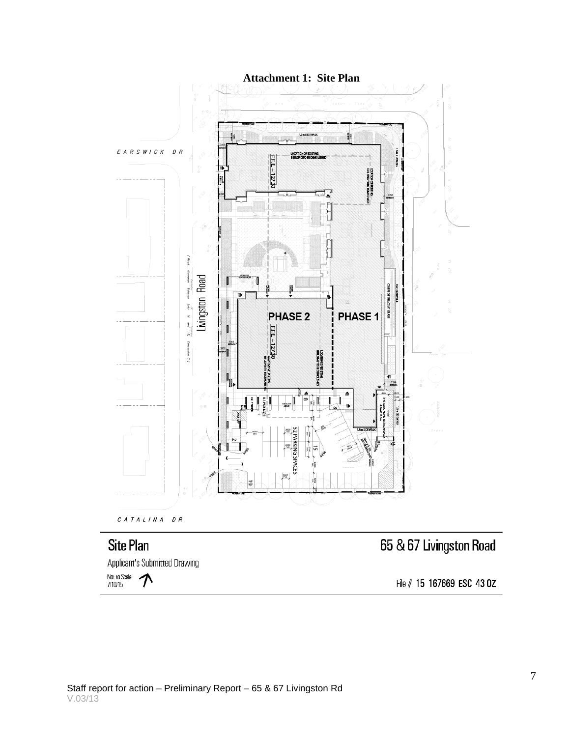**Attachment 1: Site Plan**

EARSWICK DR

Livingston Road

PHASE 2

PHASE 1

52 PARKING SPACES

CATALINA DR

## Site Plan

## 65 & 67 Livingston Road

Applicant's Submitted Drawing

Not to Scale
7/10/15

File # 15 167669 ESC 43 OZ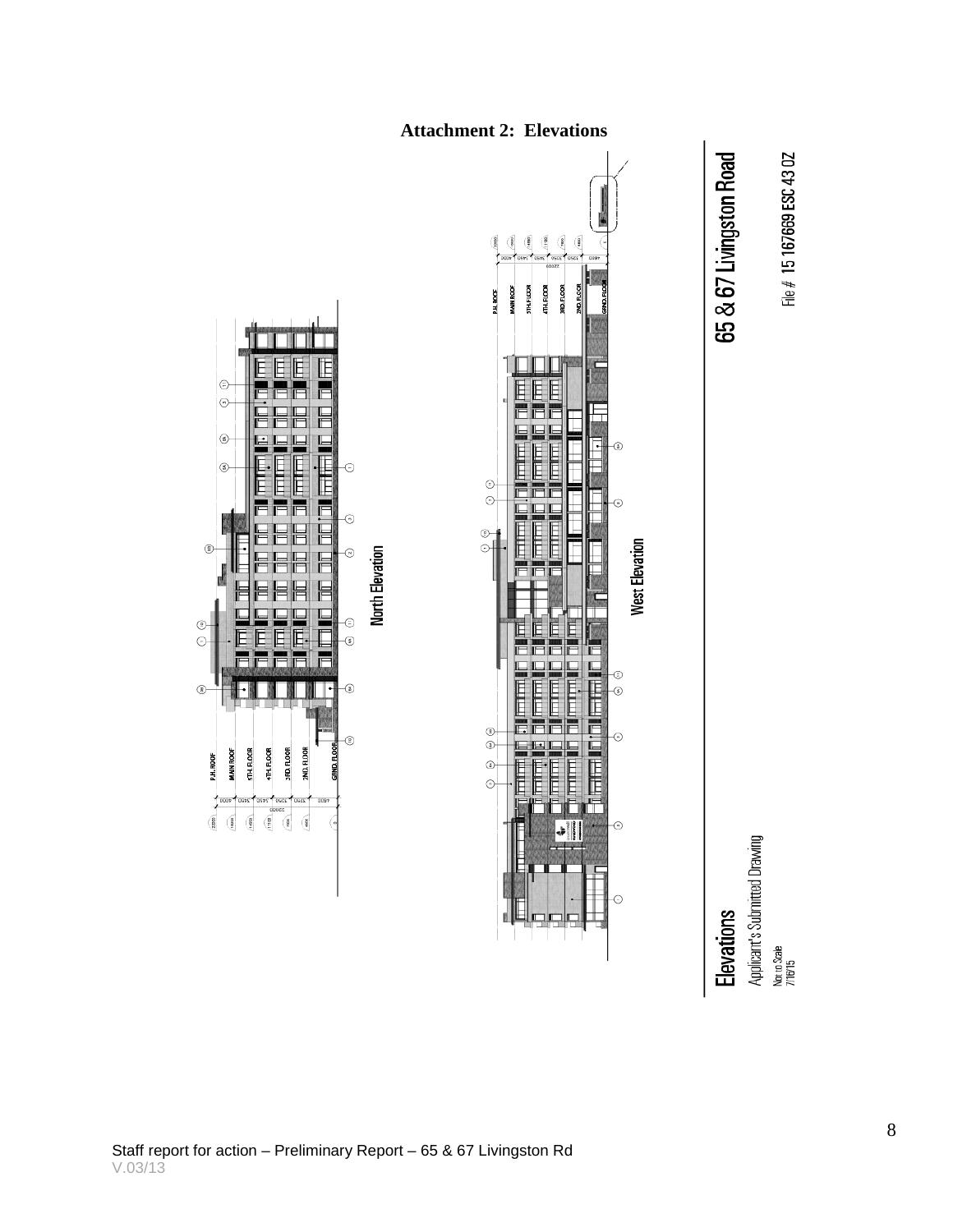# Attachment 2: Elevations

North Elevation

West Elevation

## 65 & 67 Livingston Road

File # 15 167669 ESC 43 OZ

## Elevations

Applicant's Submitted Drawing

Not to Scale
7/16/15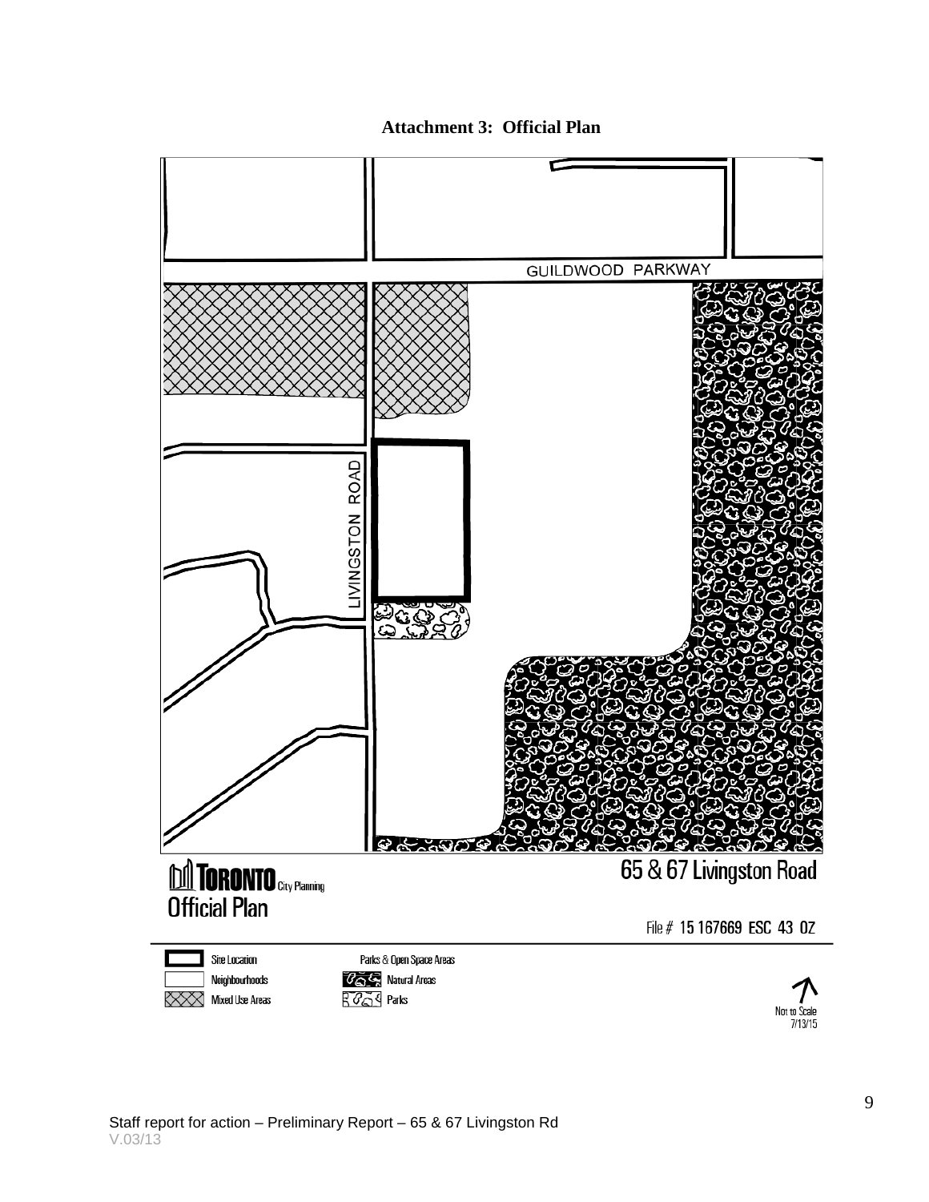**Attachment 3: Official Plan**

GUILDWOOD PARKWAY

LIVINGSTON ROAD

TORONTO City Planning

Official Plan

65 & 67 Livingston Road

File # 15 167669 ESC 43 OZ

Site Location

Neighbourhoods

Mixed Use Areas

Parks & Open Space Areas

Natural Areas

Parks

Not to Scale
7/13/15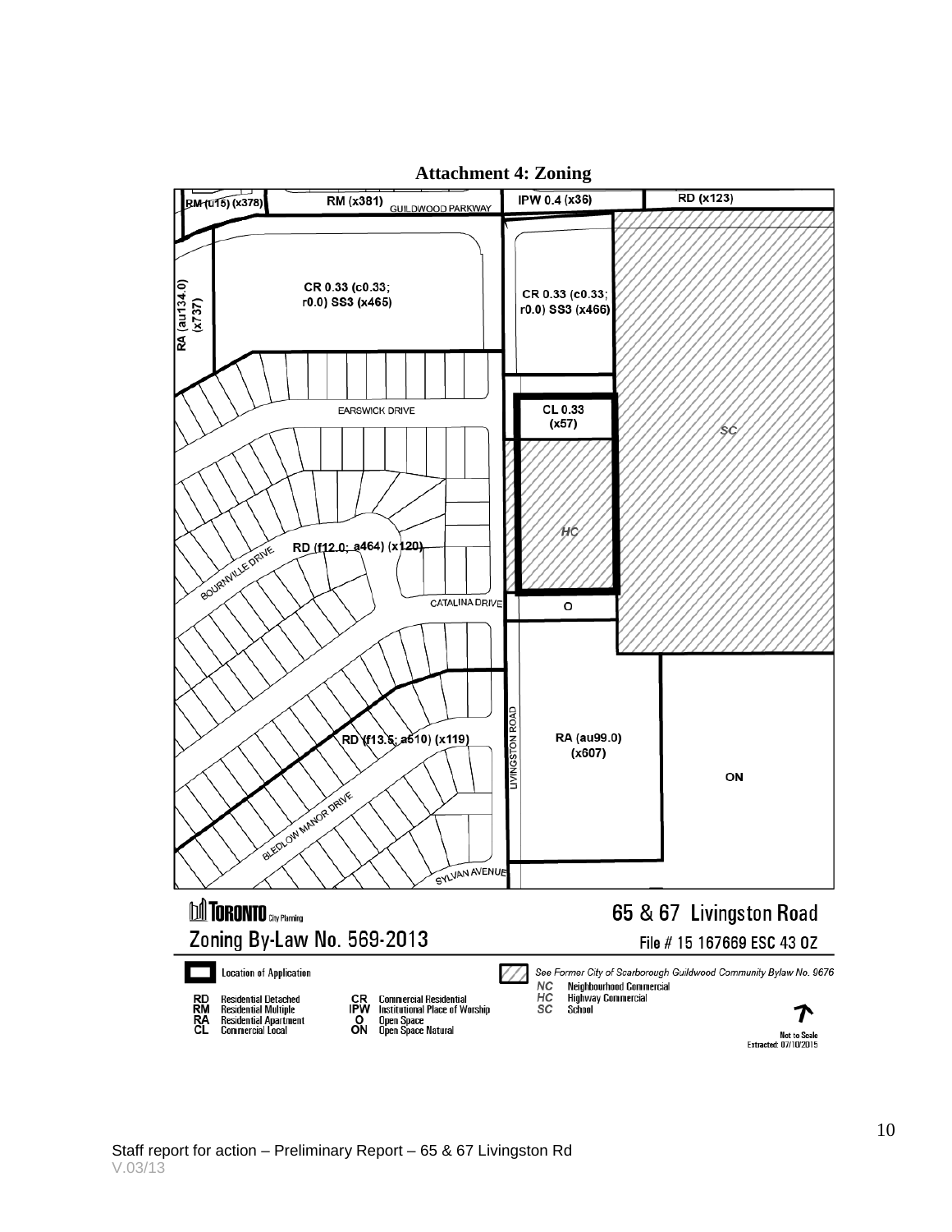**Attachment 4: Zoning**

RM (u15) (x378)
RM (x381)
GUILDWOOD PARKWAY
IPW 0.4 (x36)
RD (x123)

RA (au134.0) (x737)

CR 0.33 (c0.33; r0.0) SS3 (x465)

CR 0.33 (c0.33; r0.0) SS3 (x466)

EARSWICK DRIVE

CL 0.33 (x57)

SC

HC

RD (f12.0; a464) (x120)

BOURNVILLE DRIVE

CATALINA DRIVE

O

LIVINGSTON ROAD

RA (au99.0) (x607)

RD (f13.5; a510) (x119)

ON

BLEDLOW MANOR DRIVE

SYLVAN AVENUE

TORONTO City Planning

Zoning By-Law No. 569-2013

65 & 67 Livingston Road

File # 15 167669 ESC 43 OZ

Location of Application

See Former City of Scarborough Guildwood Community Bylaw No. 9676

NC Neighbourhood Commercial
HC Highway Commercial
SC School

RD Residential Detached
RM Residential Multiple
RA Residential Apartment
CL Commercial Local

CR Commercial Residential
IPW Institutional Place of Worship
O Open Space
ON Open Space Natural

Not to Scale
Extracted: 07/10/2015

Staff report for action – Preliminary Report – 65 & 67 Livingston Rd
V.03/13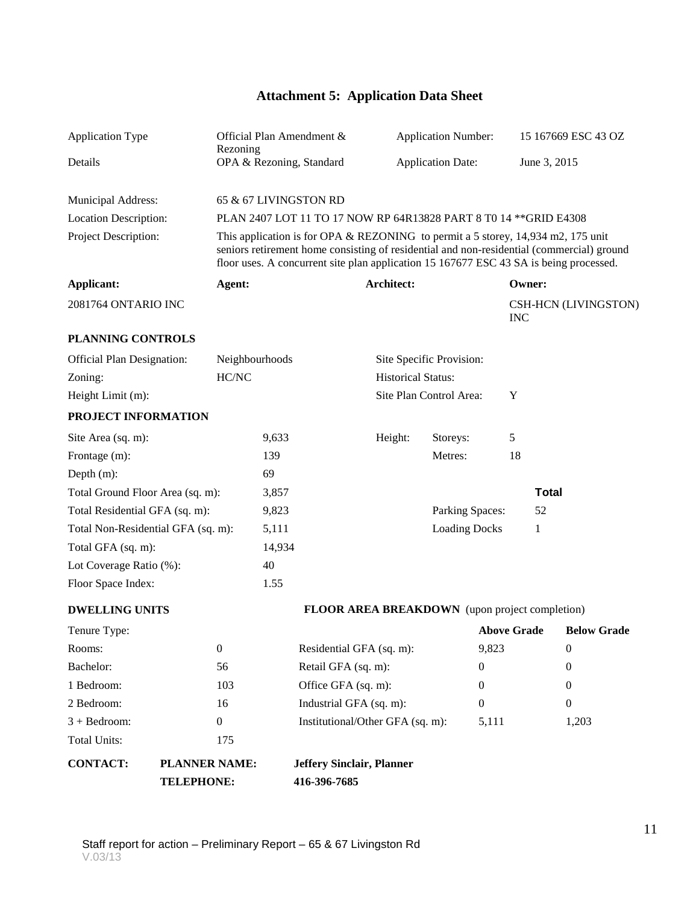# Attachment 5: Application Data Sheet

| | | | |
|---|---|---|---|
| Application Type | Official Plan Amendment & Rezoning | Application Number: | 15 167669 ESC 43 OZ |
| Details | OPA & Rezoning, Standard | Application Date: | June 3, 2015 |

| | |
|---|---|
| Municipal Address: | 65 & 67 LIVINGSTON RD |
| Location Description: | PLAN 2407 LOT 11 TO 17 NOW RP 64R13828 PART 8 T0 14 **GRID E4308 |
| Project Description: | This application is for OPA & REZONING to permit a 5 storey, 14,934 m2, 175 unit seniors retirement home consisting of residential and non-residential (commercial) ground floor uses. A concurrent site plan application 15 167677 ESC 43 SA is being processed. |

| Applicant: | Agent: | Architect: | Owner: |
|---|---|---|---|
| 2081764 ONTARIO INC | | | CSH-HCN (LIVINGSTON) INC |

**PLANNING CONTROLS**

| | | | |
|---|---|---|---|
| Official Plan Designation: | Neighbourhoods | Site Specific Provision: | |
| Zoning: | HC/NC | Historical Status: | |
| Height Limit (m): | | Site Plan Control Area: | Y |

**PROJECT INFORMATION**

| | | | | |
|---|---|---|---|---|
| Site Area (sq. m): | 9,633 | Height: | Storeys: | 5 |
| Frontage (m): | 139 | | Metres: | 18 |
| Depth (m): | 69 | | | |
| Total Ground Floor Area (sq. m): | 3,857 | | | **Total** |
| Total Residential GFA (sq. m): | 9,823 | | Parking Spaces: | 52 |
| Total Non-Residential GFA (sq. m): | 5,111 | | Loading Docks | 1 |
| Total GFA (sq. m): | 14,934 | | | |
| Lot Coverage Ratio (%): | 40 | | | |
| Floor Space Index: | 1.55 | | | |

| **DWELLING UNITS** | | **FLOOR AREA BREAKDOWN** (upon project completion) | | |
|---|---|---|---|---|
| Tenure Type: | | | **Above Grade** | **Below Grade** |
| Rooms: | 0 | Residential GFA (sq. m): | 9,823 | 0 |
| Bachelor: | 56 | Retail GFA (sq. m): | 0 | 0 |
| 1 Bedroom: | 103 | Office GFA (sq. m): | 0 | 0 |
| 2 Bedroom: | 16 | Industrial GFA (sq. m): | 0 | 0 |
| 3 + Bedroom: | 0 | Institutional/Other GFA (sq. m): | 5,111 | 1,203 |
| Total Units: | 175 | | | |

| | | |
|---|---|---|
| **CONTACT:** | **PLANNER NAME:** | **Jeffery Sinclair, Planner** |
| | **TELEPHONE:** | **416-396-7685** |